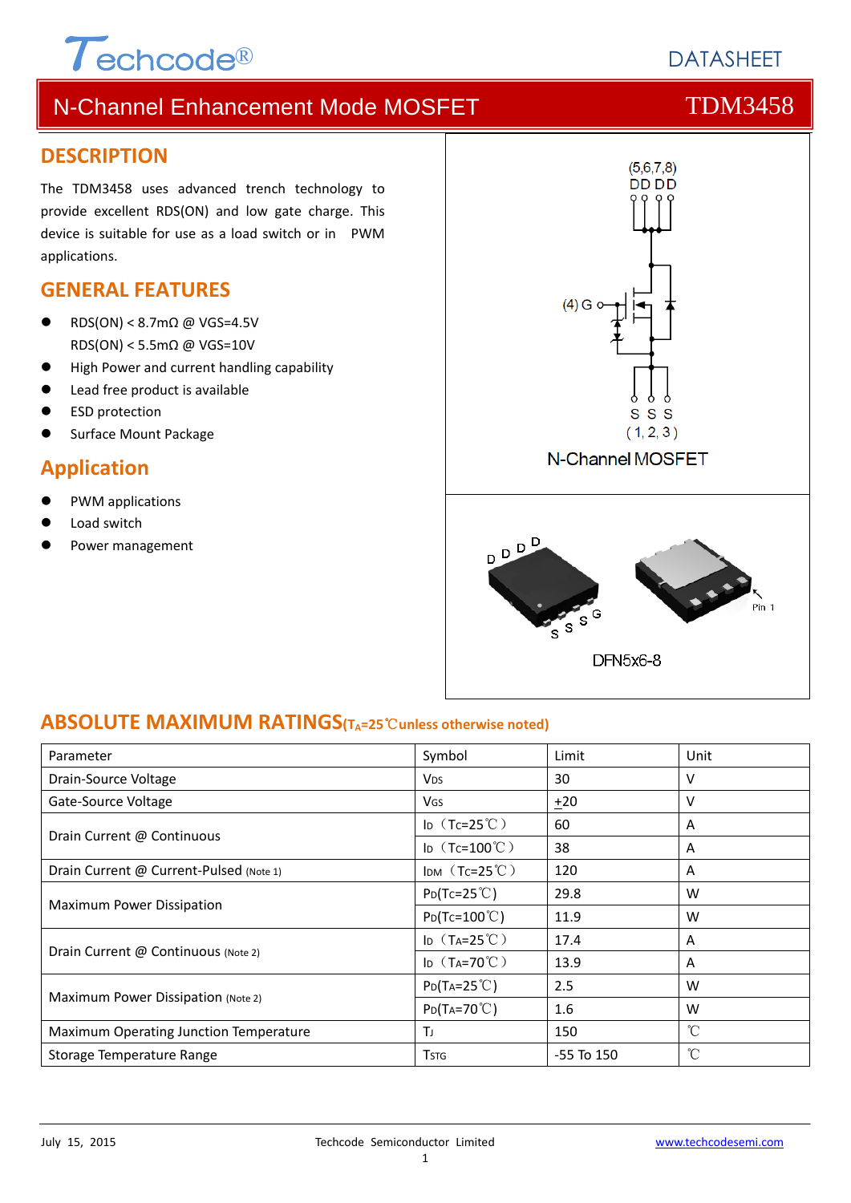Techcode®

DATASHEET

# N-Channel Enhancement Mode MOSFET TDM3458

## DESCRIPTION

The TDM3458 uses advanced trench technology to provide excellent RDS(ON) and low gate charge. This device is suitable for use as a load switch or in PWM applications.

## GENERAL FEATURES

- RDS(ON) < 8.7mΩ @ VGS=4.5V
  RDS(ON) < 5.5mΩ @ VGS=10V
- High Power and current handling capability
- Lead free product is available
- ESD protection
- Surface Mount Package

## Application

- PWM applications
- Load switch
- Power management

(5,6,7,8)
DD DD

(4) G

S S S
( 1, 2, 3 )

N-Channel MOSFET

DFN5x6-8

## ABSOLUTE MAXIMUM RATINGS($T_A$=25℃unless otherwise noted)

| Parameter | Symbol | Limit | Unit |
|---|---|---|---|
| Drain-Source Voltage | $V_{DS}$ | 30 | V |
| Gate-Source Voltage | $V_{GS}$ | ±20 | V |
| Drain Current @ Continuous | $I_D$（Tc=25℃） | 60 | A |
| | $I_D$（Tc=100℃） | 38 | A |
| Drain Current @ Current-Pulsed (Note 1) | $I_{DM}$（Tc=25℃） | 120 | A |
| Maximum Power Dissipation | $P_D$(Tc=25℃) | 29.8 | W |
| | $P_D$(Tc=100℃) | 11.9 | W |
| Drain Current @ Continuous (Note 2) | $I_D$（$T_A$=25℃） | 17.4 | A |
| | $I_D$（$T_A$=70℃） | 13.9 | A |
| Maximum Power Dissipation (Note 2) | $P_D$($T_A$=25℃) | 2.5 | W |
| | $P_D$($T_A$=70℃) | 1.6 | W |
| Maximum Operating Junction Temperature | $T_J$ | 150 | ℃ |
| Storage Temperature Range | $T_{STG}$ | -55 To 150 | ℃ |

July 15, 2015 Techcode Semiconductor Limited www.techcodesemi.com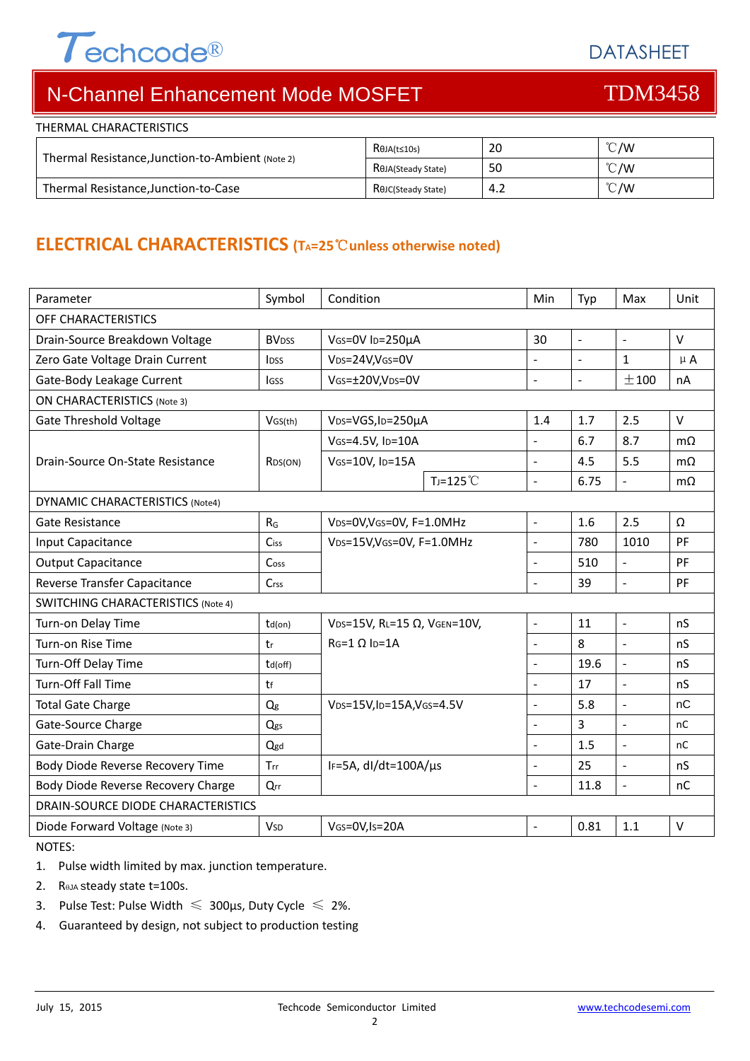THERMAL CHARACTERISTICS

| | | | |
|---|---|---|---|
| Thermal Resistance,Junction-to-Ambient (Note 2) | $R_{\theta JA(t\leq 10s)}$ | 20 | ℃/W |
| | $R_{\theta JA(Steady\ State)}$ | 50 | ℃/W |
| Thermal Resistance,Junction-to-Case | $R_{\theta JC(Steady\ State)}$ | 4.2 | ℃/W |

## ELECTRICAL CHARACTERISTICS ($T_A$=25℃unless otherwise noted)

| Parameter | Symbol | Condition | | Min | Typ | Max | Unit |
|---|---|---|---|---|---|---|---|
| OFF CHARACTERISTICS | | | | | | | |
| Drain-Source Breakdown Voltage | $BV_{DSS}$ | $V_{GS}$=0V $I_D$=250μA | | 30 | - | - | V |
| Zero Gate Voltage Drain Current | $I_{DSS}$ | $V_{DS}$=24V,$V_{GS}$=0V | | - | - | 1 | μA |
| Gate-Body Leakage Current | $I_{GSS}$ | $V_{GS}$=±20V,$V_{DS}$=0V | | - | - | ±100 | nA |
| ON CHARACTERISTICS (Note 3) | | | | | | | |
| Gate Threshold Voltage | $V_{GS(th)}$ | $V_{DS}$=VGS,$I_D$=250μA | | 1.4 | 1.7 | 2.5 | V |
| Drain-Source On-State Resistance | $R_{DS(ON)}$ | $V_{GS}$=4.5V, $I_D$=10A | | - | 6.7 | 8.7 | mΩ |
| | | $V_{GS}$=10V, $I_D$=15A | | - | 4.5 | 5.5 | mΩ |
| | | | $T_J$=125℃ | - | 6.75 | - | mΩ |
| DYNAMIC CHARACTERISTICS (Note4) | | | | | | | |
| Gate Resistance | $R_G$ | $V_{DS}$=0V,$V_{GS}$=0V, F=1.0MHz | | - | 1.6 | 2.5 | Ω |
| Input Capacitance | $C_{iss}$ | $V_{DS}$=15V,$V_{GS}$=0V, F=1.0MHz | | - | 780 | 1010 | PF |
| Output Capacitance | $C_{oss}$ | | | - | 510 | - | PF |
| Reverse Transfer Capacitance | $C_{rss}$ | | | - | 39 | - | PF |
| SWITCHING CHARACTERISTICS (Note 4) | | | | | | | |
| Turn-on Delay Time | $t_{d(on)}$ | $V_{DS}$=15V, $R_L$=15 Ω, $V_{GEN}$=10V, $R_G$=1 Ω $I_D$=1A | | - | 11 | - | nS |
| Turn-on Rise Time | $t_r$ | | | - | 8 | - | nS |
| Turn-Off Delay Time | $t_{d(off)}$ | | | - | 19.6 | - | nS |
| Turn-Off Fall Time | $t_f$ | | | - | 17 | - | nS |
| Total Gate Charge | $Q_g$ | $V_{DS}$=15V,$I_D$=15A,$V_{GS}$=4.5V | | - | 5.8 | - | nC |
| Gate-Source Charge | $Q_{gs}$ | | | - | 3 | - | nC |
| Gate-Drain Charge | $Q_{gd}$ | | | - | 1.5 | - | nC |
| Body Diode Reverse Recovery Time | $T_{rr}$ | $I_F$=5A, dI/dt=100A/μs | | - | 25 | - | nS |
| Body Diode Reverse Recovery Charge | $Q_{rr}$ | | | - | 11.8 | - | nC |
| DRAIN-SOURCE DIODE CHARACTERISTICS | | | | | | | |
| Diode Forward Voltage (Note 3) | $V_{SD}$ | $V_{GS}$=0V,$I_S$=20A | | - | 0.81 | 1.1 | V |

NOTES:

1. Pulse width limited by max. junction temperature.
2. $R_{\theta JA}$ steady state t=100s.
3. Pulse Test: Pulse Width ≤ 300μs, Duty Cycle ≤ 2%.
4. Guaranteed by design, not subject to production testing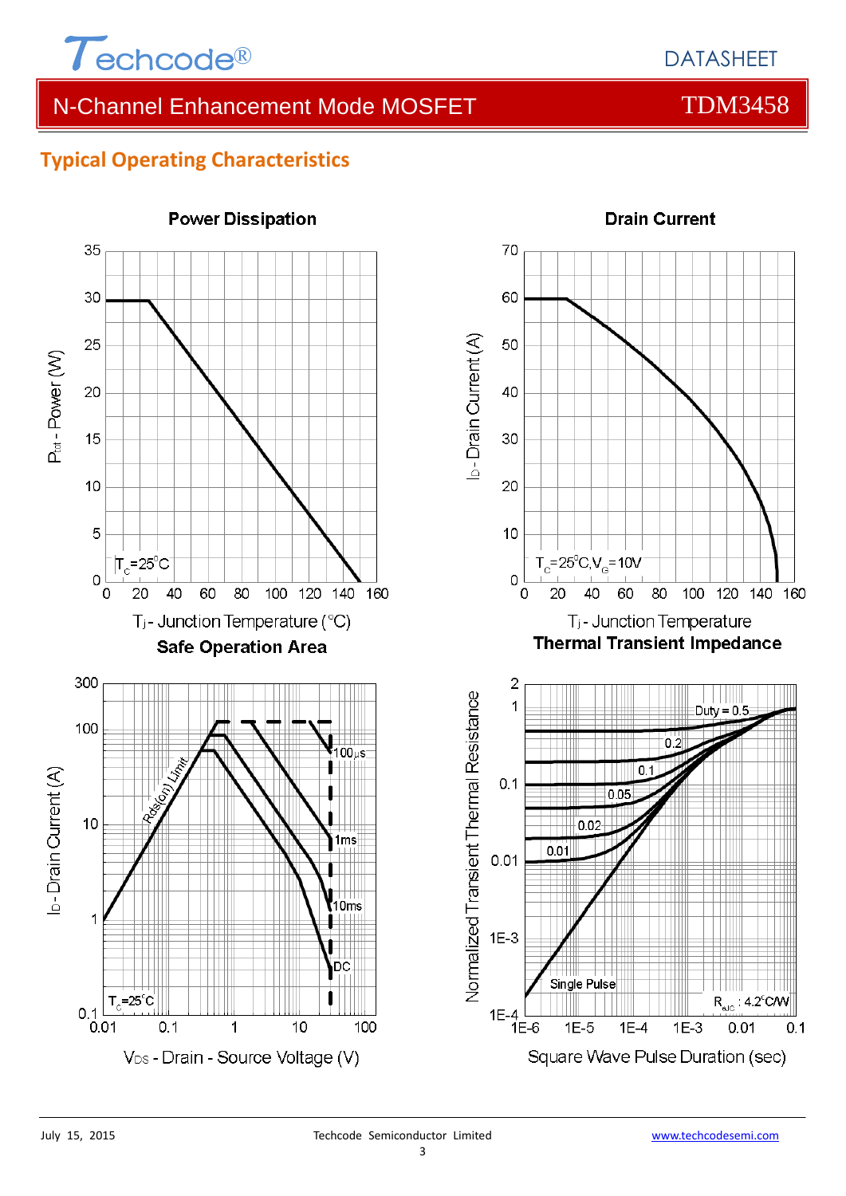## Typical Operating Characteristics

**Power Dissipation**

$P_{tot}$ - Power (W)

$T_C$=25°C

$T_j$ - Junction Temperature (°C)

**Drain Current**

$I_D$ - Drain Current (A)

$T_C$=25°C, $V_G$=10V

$T_j$ - Junction Temperature

**Safe Operation Area**

$I_D$ - Drain Current (A)

Rds(on) Limit

100µs

1ms

10ms

DC

$T_C$=25°C

$V_{DS}$ - Drain - Source Voltage (V)

**Thermal Transient Impedance**

Normalized Transient Thermal Resistance

Duty = 0.5

0.2

0.1

0.05

0.02

0.01

Single Pulse

$R_{\theta JC}$ : 4.2°C/W

Square Wave Pulse Duration (sec)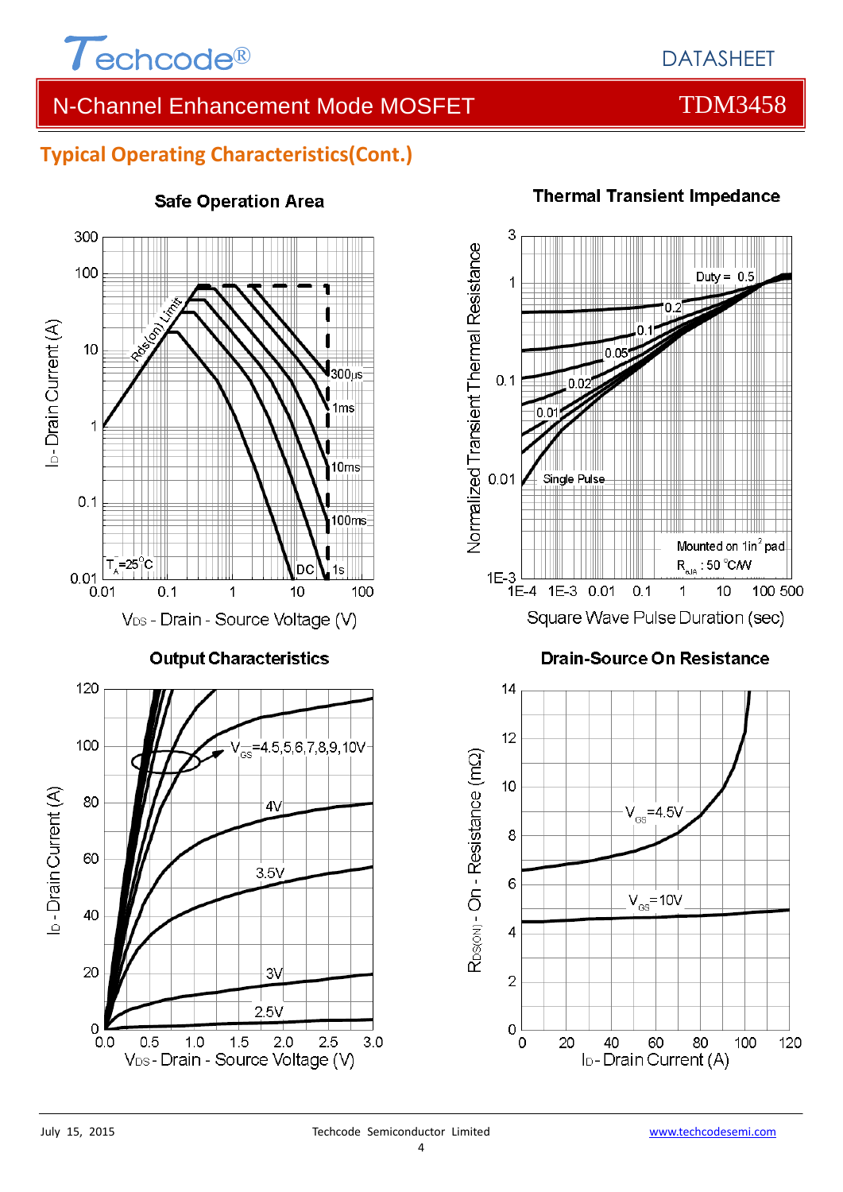## Typical Operating Characteristics(Cont.)

**Safe Operation Area**

$T_A$=25°C

Rds(on) Limit

300μs, 1ms, 10ms, 100ms, 1s, DC

$I_D$ - Drain Current (A)

$V_{DS}$ - Drain - Source Voltage (V)

**Thermal Transient Impedance**

Duty = 0.5, 0.2, 0.1, 0.05, 0.02, 0.01, Single Pulse

Mounted on 1in² pad

$R_{\theta JA}$ : 50 °C/W

Normalized Transient Thermal Resistance

Square Wave Pulse Duration (sec)

**Output Characteristics**

$V_{GS}$=4.5,5,6,7,8,9,10V

4V

3.5V

3V

2.5V

$I_D$ - Drain Current (A)

$V_{DS}$ - Drain - Source Voltage (V)

**Drain-Source On Resistance**

$V_{GS}$=4.5V

$V_{GS}$=10V

$R_{DS(ON)}$ - On - Resistance (mΩ)

$I_D$ - Drain Current (A)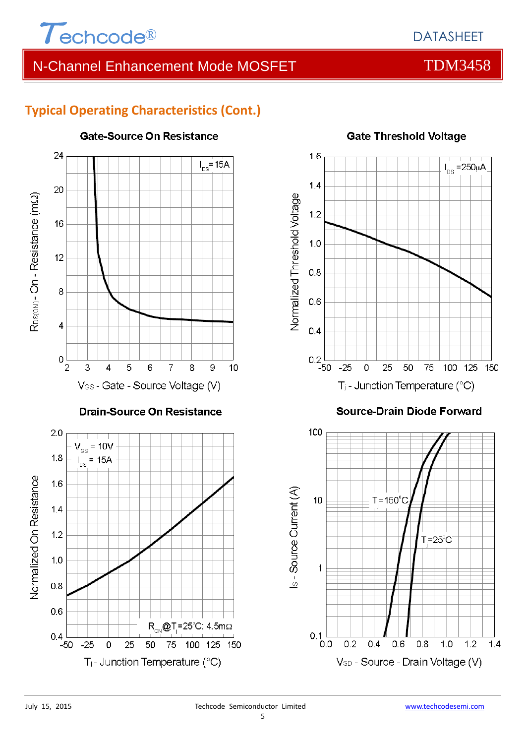## Typical Operating Characteristics (Cont.)

**Gate-Source On Resistance**

$I_{DS}$=15A

$R_{DS(ON)}$ - On - Resistance (mΩ)

$V_{GS}$ - Gate - Source Voltage (V)

**Gate Threshold Voltage**

$I_{DS}$ =250μA

Normalized Threshold Voltage

$T_j$ - Junction Temperature (°C)

**Drain-Source On Resistance**

$V_{GS}$ = 10V
$I_{DS}$ = 15A

$R_{ON}$@$T_j$=25°C: 4.5mΩ

Normalized On Resistance

$T_j$ - Junction Temperature (°C)

**Source-Drain Diode Forward**

$T_j$=150°C

$T_j$=25°C

$I_S$ - Source Current (A)

$V_{SD}$ - Source - Drain Voltage (V)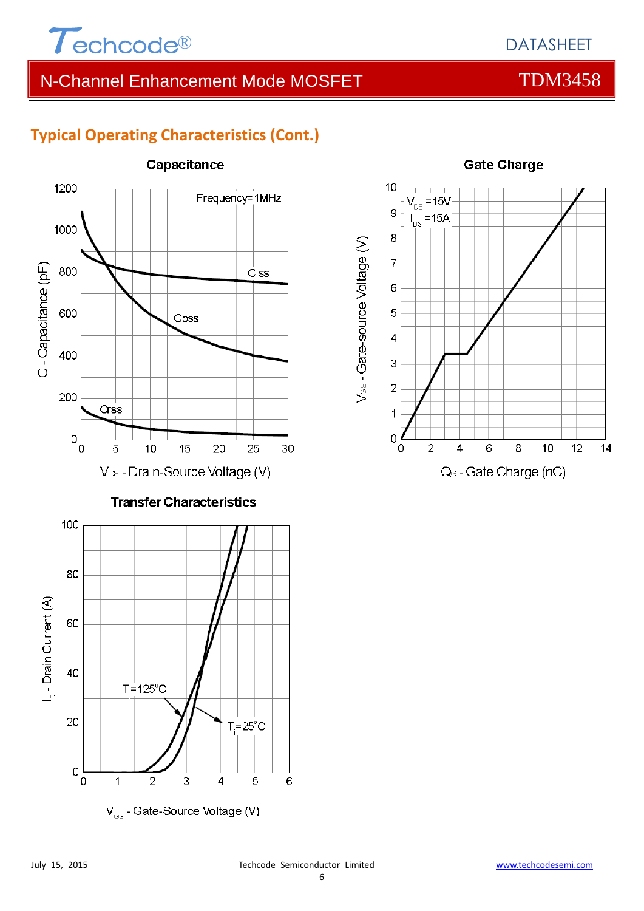## Typical Operating Characteristics (Cont.)

### Capacitance

Frequency=1MHz

Ciss, Coss, Crss

C - Capacitance (pF)

$V_{DS}$ - Drain-Source Voltage (V)

### Gate Charge

$V_{DS}$ =15V
$I_{DS}$ =15A

$V_{GS}$ - Gate-source Voltage (V)

$Q_G$ - Gate Charge (nC)

### Transfer Characteristics

$T_j$=125°C

$T_j$=25°C

$I_D$ - Drain Current (A)

$V_{GS}$ - Gate-Source Voltage (V)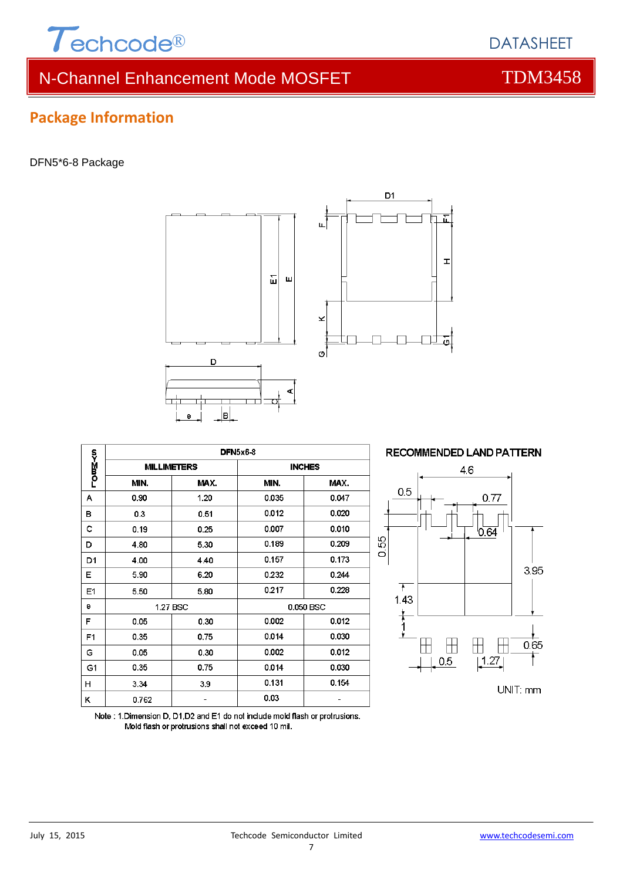## Package Information

DFN5*6-8 Package

| SYMBOL | DFN5x6-8 | | | |
|---|---|---|---|---|
| | MILLIMETERS | | INCHES | |
| | MIN. | MAX. | MIN. | MAX. |
| A | 0.90 | 1.20 | 0.035 | 0.047 |
| B | 0.3 | 0.51 | 0.012 | 0.020 |
| C | 0.19 | 0.25 | 0.007 | 0.010 |
| D | 4.80 | 5.30 | 0.189 | 0.209 |
| D1 | 4.00 | 4.40 | 0.157 | 0.173 |
| E | 5.90 | 6.20 | 0.232 | 0.244 |
| E1 | 5.50 | 5.80 | 0.217 | 0.228 |
| e | 1.27 BSC | | 0.050 BSC | |
| F | 0.05 | 0.30 | 0.002 | 0.012 |
| F1 | 0.35 | 0.75 | 0.014 | 0.030 |
| G | 0.05 | 0.30 | 0.002 | 0.012 |
| G1 | 0.35 | 0.75 | 0.014 | 0.030 |
| H | 3.34 | 3.9 | 0.131 | 0.154 |
| K | 0.762 | - | 0.03 | - |

Note : 1.Dimension D, D1,D2 and E1 do not include mold flash or protrusions.
Mold flash or protrusions shall not exceed 10 mil.

RECOMMENDED LAND PATTERN

UNIT: mm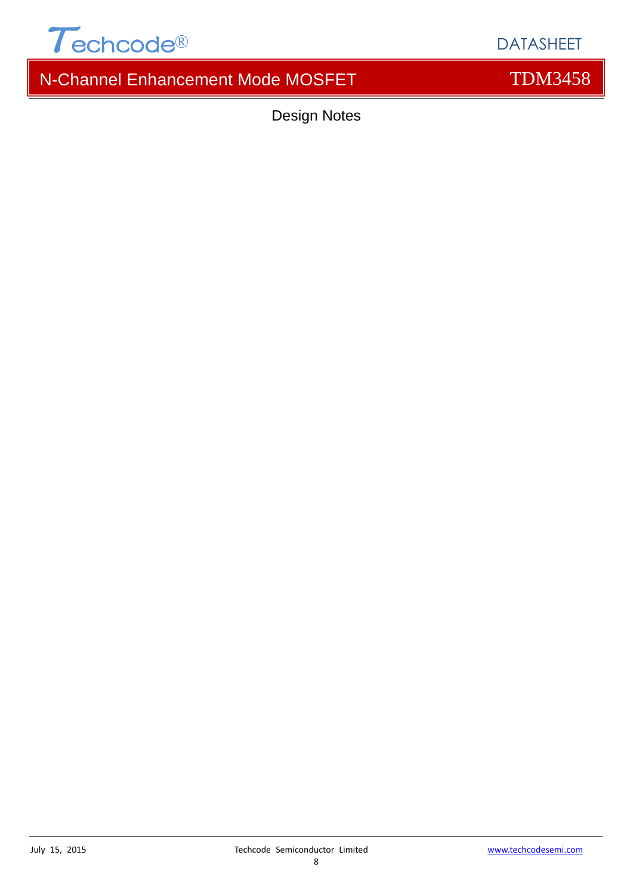Design Notes